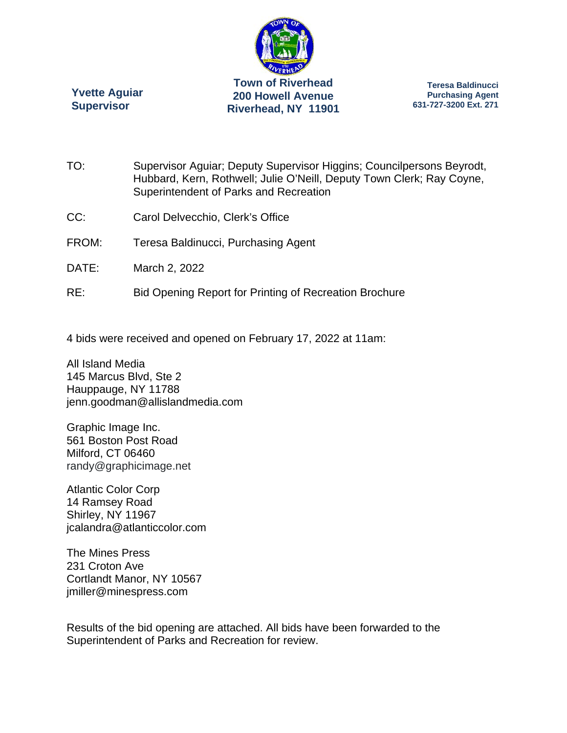**Yvette Aguiar**
**Supervisor**

**Town of Riverhead**
**200 Howell Avenue**
**Riverhead, NY 11901**

**Teresa Baldinucci**
**Purchasing Agent**
**631-727-3200 Ext. 271**

TO: Supervisor Aguiar; Deputy Supervisor Higgins; Councilpersons Beyrodt, Hubbard, Kern, Rothwell; Julie O'Neill, Deputy Town Clerk; Ray Coyne, Superintendent of Parks and Recreation

CC: Carol Delvecchio, Clerk's Office

FROM: Teresa Baldinucci, Purchasing Agent

DATE: March 2, 2022

RE: Bid Opening Report for Printing of Recreation Brochure

4 bids were received and opened on February 17, 2022 at 11am:

All Island Media
145 Marcus Blvd, Ste 2
Hauppauge, NY 11788
jenn.goodman@allislandmedia.com

Graphic Image Inc.
561 Boston Post Road
Milford, CT 06460
randy@graphicimage.net

Atlantic Color Corp
14 Ramsey Road
Shirley, NY 11967
jcalandra@atlanticcolor.com

The Mines Press
231 Croton Ave
Cortlandt Manor, NY 10567
jmiller@minespress.com

Results of the bid opening are attached. All bids have been forwarded to the Superintendent of Parks and Recreation for review.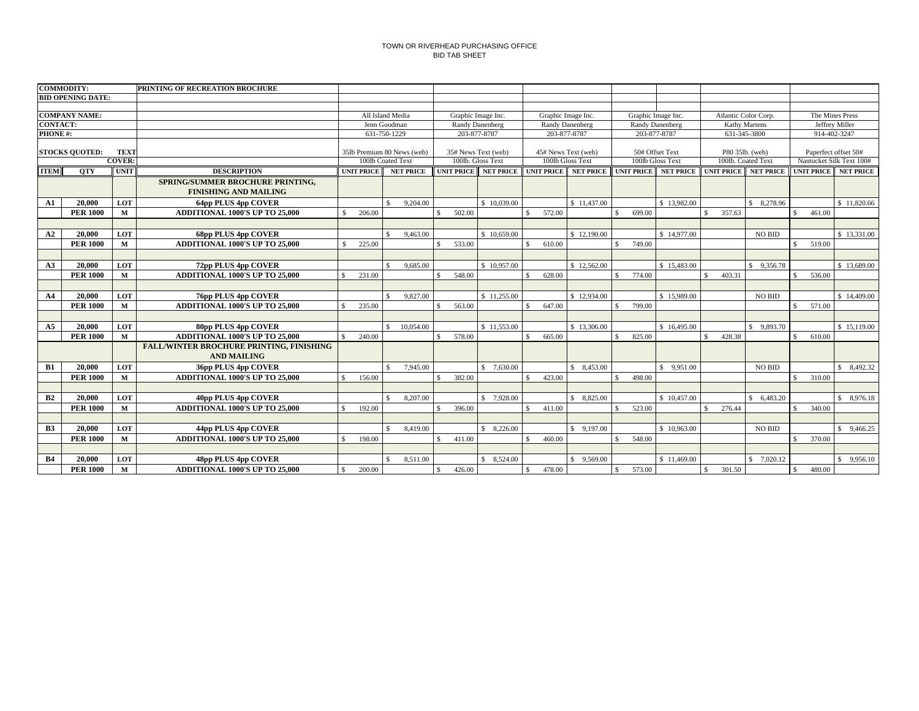TOWN OR RIVERHEAD PURCHASING OFFICE
BID TAB SHEET

| | | | | | | | | | | | | | | | |
|---|---|---|---|---|---|---|---|---|---|---|---|---|---|---|---|
| **COMMODITY:** | | | **PRINTING OF RECREATION BROCHURE** | | | | | | | | | | | | |
| **BID OPENING DATE:** | | | | | | | | | | | | | | | |
| **COMPANY NAME:** | | | | All Island Media | | Graphic Image Inc. | | Graphic Image Inc. | | Graphic Image Inc. | | Atlantic Color Corp. | | The Mines Press | |
| **CONTACT:** | | | | Jenn Goodman | | Randy Danenberg | | Randy Danenberg | | Randy Danenberg | | Kathy Martens | | Jeffrey Miller | |
| **PHONE #:** | | | | 631-750-1229 | | 203-877-8787 | | 203-877-8787 | | 203-877-8787 | | 631-345-3800 | | 914-402-3247 | |
| **STOCKS QUOTED:** | | **TEXT** | | 35lb Premium 80 News (web) | | 35# News Text (web) | | 45# News Text (web) | | 50# Offset Text | | P80 35lb. (web) | | Paperfect offset 50# | |
| | | **COVER:** | | 100lb Coated Text | | 100lb. Gloss Text | | 100lb Gloss Text | | 100lb Gloss Text | | 100lb. Coated Text | | Nantucket Silk Text 100# | |
| **ITEM** | **QTY** | **UNIT** | **DESCRIPTION** | **UNIT PRICE** | **NET PRICE** | **UNIT PRICE** | **NET PRICE** | **UNIT PRICE** | **NET PRICE** | **UNIT PRICE** | **NET PRICE** | **UNIT PRICE** | **NET PRICE** | **UNIT PRICE** | **NET PRICE** |
| | | | **SPRING/SUMMER BROCHURE PRINTING, FINISHING AND MAILING** | | | | | | | | | | | | |
| **A1** | **20,000** | **LOT** | **64pp PLUS 4pp COVER** | | $ 9,204.00 | | $ 10,039.00 | | $ 11,437.00 | | $ 13,982.00 | | $ 8,278.96 | | $ 11,820.66 |
| | **PER 1000** | **M** | **ADDITIONAL 1000'S UP TO 25,000** | $ 206.00 | | $ 502.00 | | $ 572.00 | | $ 699.00 | | $ 357.63 | | $ 461.00 | |
| **A2** | **20,000** | **LOT** | **68pp PLUS 4pp COVER** | | $ 9,463.00 | | $ 10,659.00 | | $ 12,190.00 | | $ 14,977.00 | | NO BID | | $ 13,331.00 |
| | **PER 1000** | **M** | **ADDITIONAL 1000'S UP TO 25,000** | $ 225.00 | | $ 533.00 | | $ 610.00 | | $ 749.00 | | | | $ 519.00 | |
| **A3** | **20,000** | **LOT** | **72pp PLUS 4pp COVER** | | $ 9,685.00 | | $ 10,957.00 | | $ 12,562.00 | | $ 15,483.00 | | $ 9,356.78 | | $ 13,689.00 |
| | **PER 1000** | **M** | **ADDITIONAL 1000'S UP TO 25,000** | $ 231.00 | | $ 548.00 | | $ 628.00 | | $ 774.00 | | $ 403.31 | | $ 536.00 | |
| **A4** | **20,000** | **LOT** | **76pp PLUS 4pp COVER** | | $ 9,827.00 | | $ 11,255.00 | | $ 12,934.00 | | $ 15,989.00 | | NO BID | | $ 14,409.00 |
| | **PER 1000** | **M** | **ADDITIONAL 1000'S UP TO 25,000** | $ 235.00 | | $ 563.00 | | $ 647.00 | | $ 799.00 | | | | $ 571.00 | |
| **A5** | **20,000** | **LOT** | **80pp PLUS 4pp COVER** | | $ 10,054.00 | | $ 11,553.00 | | $ 13,306.00 | | $ 16,495.00 | | $ 9,893.70 | | $ 15,119.00 |
| | **PER 1000** | **M** | **ADDITIONAL 1000'S UP TO 25,000** | $ 240.00 | | $ 578.00 | | $ 665.00 | | $ 825.00 | | $ 428.38 | | $ 610.00 | |
| | | | **FALL/WINTER BROCHURE PRINTING, FINISHING AND MAILING** | | | | | | | | | | | | |
| **B1** | **20,000** | **LOT** | **36pp PLUS 4pp COVER** | | $ 7,945.00 | | $ 7,630.00 | | $ 8,453.00 | | $ 9,951.00 | | NO BID | | $ 8,492.32 |
| | **PER 1000** | **M** | **ADDITIONAL 1000'S UP TO 25,000** | $ 156.00 | | $ 382.00 | | $ 423.00 | | $ 498.00 | | | | $ 310.00 | |
| **B2** | **20,000** | **LOT** | **40pp PLUS 4pp COVER** | | $ 8,207.00 | | $ 7,928.00 | | $ 8,825.00 | | $ 10,457.00 | | $ 6,483.20 | | $ 8,976.18 |
| | **PER 1000** | **M** | **ADDITIONAL 1000'S UP TO 25,000** | $ 192.00 | | $ 396.00 | | $ 411.00 | | $ 523.00 | | $ 276.44 | | $ 340.00 | |
| **B3** | **20,000** | **LOT** | **44pp PLUS 4pp COVER** | | $ 8,419.00 | | $ 8,226.00 | | $ 9,197.00 | | $ 10,963.00 | | NO BID | | $ 9,466.25 |
| | **PER 1000** | **M** | **ADDITIONAL 1000'S UP TO 25,000** | $ 198.00 | | $ 411.00 | | $ 460.00 | | $ 548.00 | | | | $ 370.00 | |
| **B4** | **20,000** | **LOT** | **48pp PLUS 4pp COVER** | | $ 8,511.00 | | $ 8,524.00 | | $ 9,569.00 | | $ 11,469.00 | | $ 7,020.12 | | $ 9,956.10 |
| | **PER 1000** | **M** | **ADDITIONAL 1000'S UP TO 25,000** | $ 200.00 | | $ 426.00 | | $ 478.00 | | $ 573.00 | | $ 301.50 | | $ 480.00 | |